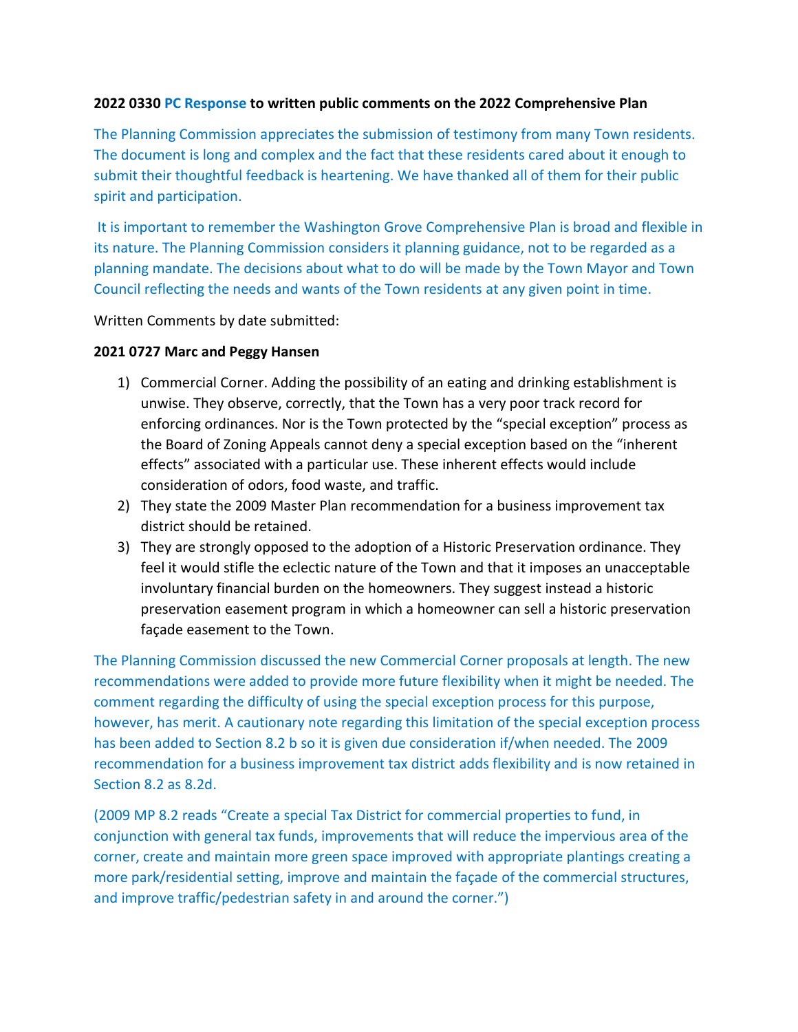**2022 0330 PC Response to written public comments on the 2022 Comprehensive Plan**

The Planning Commission appreciates the submission of testimony from many Town residents. The document is long and complex and the fact that these residents cared about it enough to submit their thoughtful feedback is heartening. We have thanked all of them for their public spirit and participation.

It is important to remember the Washington Grove Comprehensive Plan is broad and flexible in its nature. The Planning Commission considers it planning guidance, not to be regarded as a planning mandate. The decisions about what to do will be made by the Town Mayor and Town Council reflecting the needs and wants of the Town residents at any given point in time.

Written Comments by date submitted:

**2021 0727 Marc and Peggy Hansen**

1) Commercial Corner. Adding the possibility of an eating and drinking establishment is unwise. They observe, correctly, that the Town has a very poor track record for enforcing ordinances. Nor is the Town protected by the "special exception" process as the Board of Zoning Appeals cannot deny a special exception based on the "inherent effects" associated with a particular use. These inherent effects would include consideration of odors, food waste, and traffic.
2) They state the 2009 Master Plan recommendation for a business improvement tax district should be retained.
3) They are strongly opposed to the adoption of a Historic Preservation ordinance. They feel it would stifle the eclectic nature of the Town and that it imposes an unacceptable involuntary financial burden on the homeowners. They suggest instead a historic preservation easement program in which a homeowner can sell a historic preservation façade easement to the Town.

The Planning Commission discussed the new Commercial Corner proposals at length. The new recommendations were added to provide more future flexibility when it might be needed. The comment regarding the difficulty of using the special exception process for this purpose, however, has merit. A cautionary note regarding this limitation of the special exception process has been added to Section 8.2 b so it is given due consideration if/when needed. The 2009 recommendation for a business improvement tax district adds flexibility and is now retained in Section 8.2 as 8.2d.

(2009 MP 8.2 reads "Create a special Tax District for commercial properties to fund, in conjunction with general tax funds, improvements that will reduce the impervious area of the corner, create and maintain more green space improved with appropriate plantings creating a more park/residential setting, improve and maintain the façade of the commercial structures, and improve traffic/pedestrian safety in and around the corner.")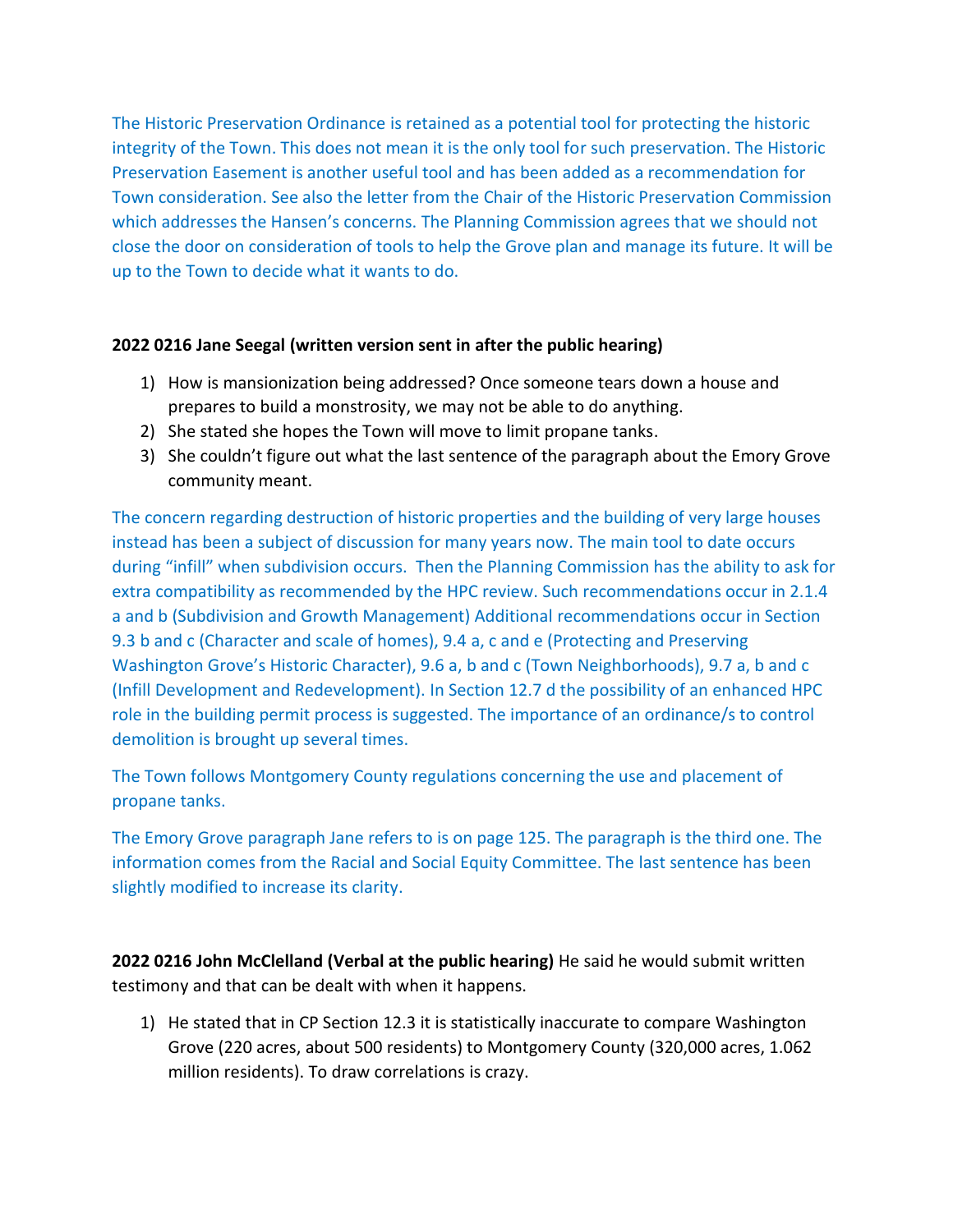The Historic Preservation Ordinance is retained as a potential tool for protecting the historic integrity of the Town. This does not mean it is the only tool for such preservation. The Historic Preservation Easement is another useful tool and has been added as a recommendation for Town consideration. See also the letter from the Chair of the Historic Preservation Commission which addresses the Hansen's concerns. The Planning Commission agrees that we should not close the door on consideration of tools to help the Grove plan and manage its future. It will be up to the Town to decide what it wants to do.

**2022 0216 Jane Seegal (written version sent in after the public hearing)**

1) How is mansionization being addressed? Once someone tears down a house and prepares to build a monstrosity, we may not be able to do anything.
2) She stated she hopes the Town will move to limit propane tanks.
3) She couldn't figure out what the last sentence of the paragraph about the Emory Grove community meant.

The concern regarding destruction of historic properties and the building of very large houses instead has been a subject of discussion for many years now. The main tool to date occurs during "infill" when subdivision occurs. Then the Planning Commission has the ability to ask for extra compatibility as recommended by the HPC review. Such recommendations occur in 2.1.4 a and b (Subdivision and Growth Management) Additional recommendations occur in Section 9.3 b and c (Character and scale of homes), 9.4 a, c and e (Protecting and Preserving Washington Grove's Historic Character), 9.6 a, b and c (Town Neighborhoods), 9.7 a, b and c (Infill Development and Redevelopment). In Section 12.7 d the possibility of an enhanced HPC role in the building permit process is suggested. The importance of an ordinance/s to control demolition is brought up several times.

The Town follows Montgomery County regulations concerning the use and placement of propane tanks.

The Emory Grove paragraph Jane refers to is on page 125. The paragraph is the third one. The information comes from the Racial and Social Equity Committee. The last sentence has been slightly modified to increase its clarity.

**2022 0216 John McClelland (Verbal at the public hearing)** He said he would submit written testimony and that can be dealt with when it happens.

1) He stated that in CP Section 12.3 it is statistically inaccurate to compare Washington Grove (220 acres, about 500 residents) to Montgomery County (320,000 acres, 1.062 million residents). To draw correlations is crazy.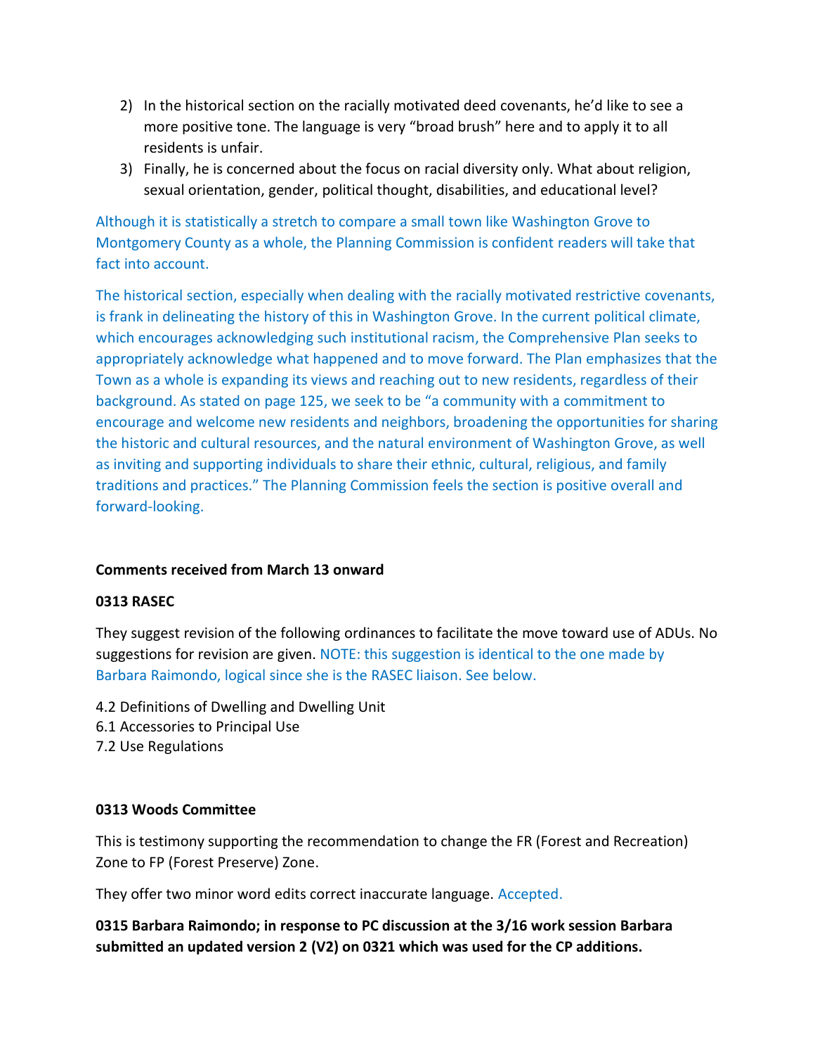2) In the historical section on the racially motivated deed covenants, he'd like to see a more positive tone. The language is very "broad brush" here and to apply it to all residents is unfair.
3) Finally, he is concerned about the focus on racial diversity only. What about religion, sexual orientation, gender, political thought, disabilities, and educational level?

Although it is statistically a stretch to compare a small town like Washington Grove to Montgomery County as a whole, the Planning Commission is confident readers will take that fact into account.

The historical section, especially when dealing with the racially motivated restrictive covenants, is frank in delineating the history of this in Washington Grove. In the current political climate, which encourages acknowledging such institutional racism, the Comprehensive Plan seeks to appropriately acknowledge what happened and to move forward. The Plan emphasizes that the Town as a whole is expanding its views and reaching out to new residents, regardless of their background. As stated on page 125, we seek to be "a community with a commitment to encourage and welcome new residents and neighbors, broadening the opportunities for sharing the historic and cultural resources, and the natural environment of Washington Grove, as well as inviting and supporting individuals to share their ethnic, cultural, religious, and family traditions and practices." The Planning Commission feels the section is positive overall and forward-looking.

**Comments received from March 13 onward**

**0313 RASEC**

They suggest revision of the following ordinances to facilitate the move toward use of ADUs. No suggestions for revision are given. NOTE: this suggestion is identical to the one made by Barbara Raimondo, logical since she is the RASEC liaison. See below.

4.2 Definitions of Dwelling and Dwelling Unit
6.1 Accessories to Principal Use
7.2 Use Regulations

**0313 Woods Committee**

This is testimony supporting the recommendation to change the FR (Forest and Recreation) Zone to FP (Forest Preserve) Zone.

They offer two minor word edits correct inaccurate language. Accepted.

**0315 Barbara Raimondo; in response to PC discussion at the 3/16 work session Barbara submitted an updated version 2 (V2) on 0321 which was used for the CP additions.**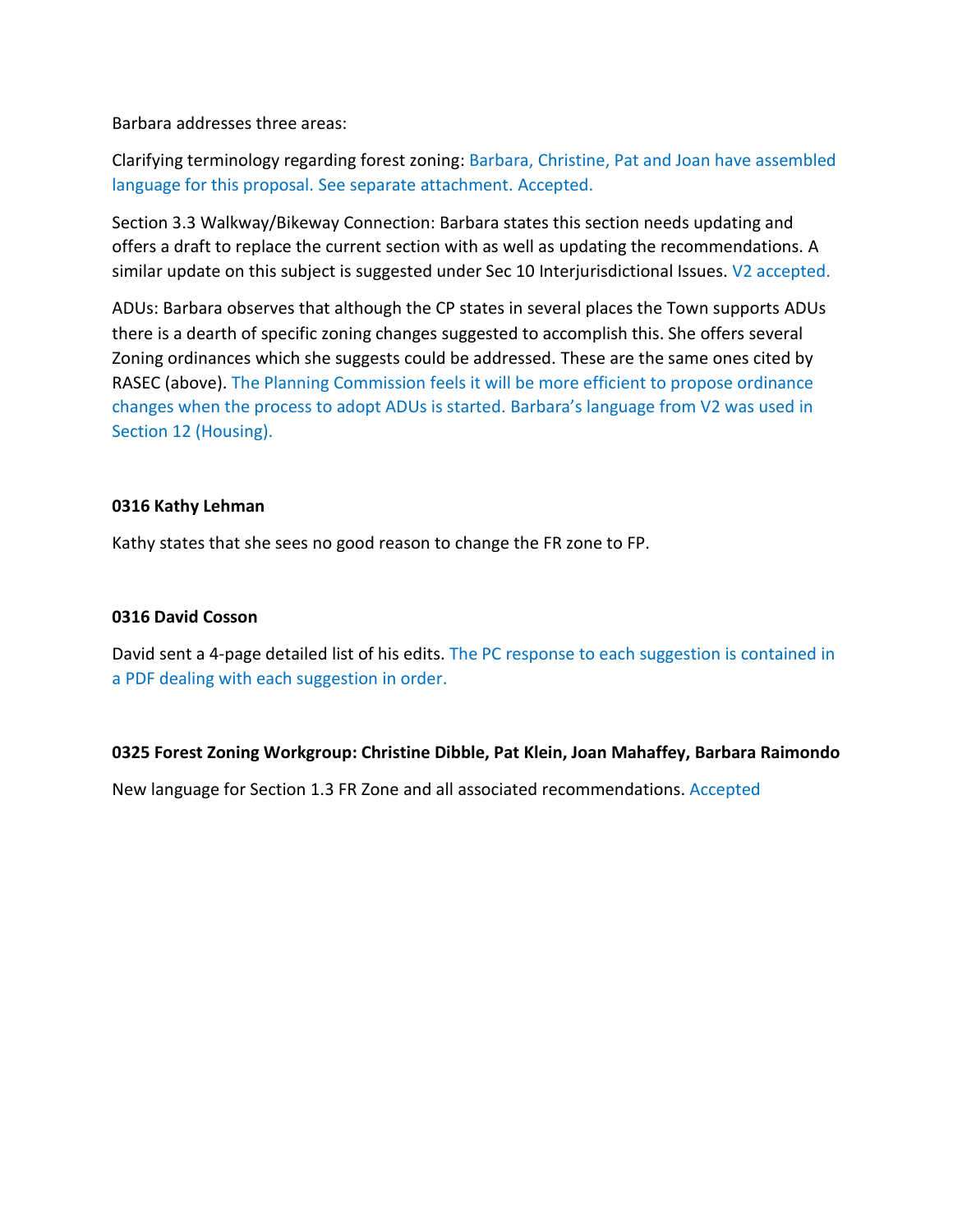Barbara addresses three areas:

Clarifying terminology regarding forest zoning: Barbara, Christine, Pat and Joan have assembled language for this proposal. See separate attachment. Accepted.

Section 3.3 Walkway/Bikeway Connection: Barbara states this section needs updating and offers a draft to replace the current section with as well as updating the recommendations. A similar update on this subject is suggested under Sec 10 Interjurisdictional Issues. V2 accepted.

ADUs: Barbara observes that although the CP states in several places the Town supports ADUs there is a dearth of specific zoning changes suggested to accomplish this. She offers several Zoning ordinances which she suggests could be addressed. These are the same ones cited by RASEC (above). The Planning Commission feels it will be more efficient to propose ordinance changes when the process to adopt ADUs is started. Barbara's language from V2 was used in Section 12 (Housing).

**0316 Kathy Lehman**

Kathy states that she sees no good reason to change the FR zone to FP.

**0316 David Cosson**

David sent a 4-page detailed list of his edits. The PC response to each suggestion is contained in a PDF dealing with each suggestion in order.

**0325 Forest Zoning Workgroup: Christine Dibble, Pat Klein, Joan Mahaffey, Barbara Raimondo**

New language for Section 1.3 FR Zone and all associated recommendations. Accepted